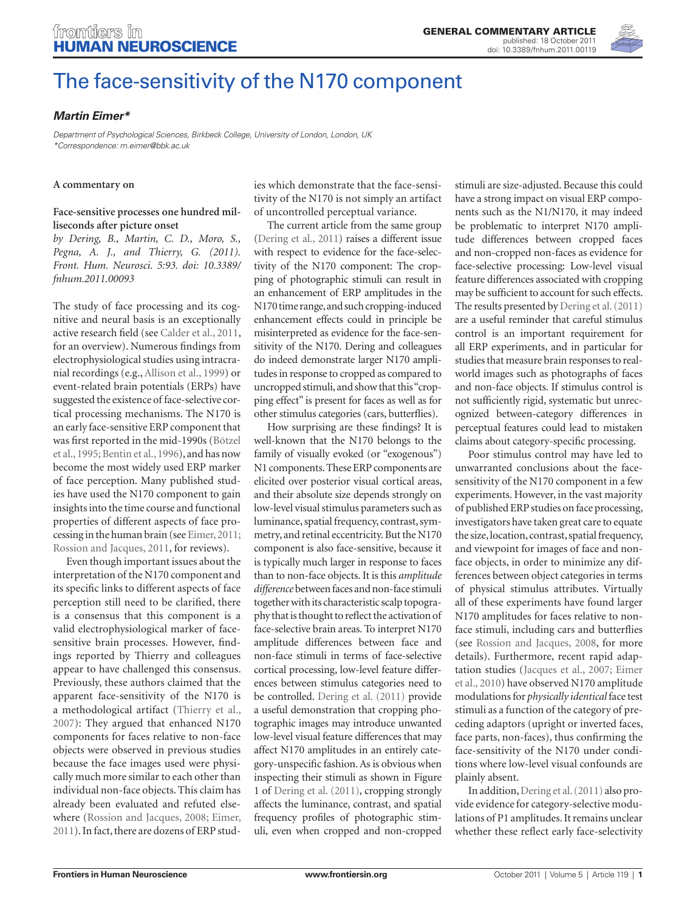# The face-sensitivity of the N170 component

***Martin Eimer****

*Department of Psychological Sciences, Birkbeck College, University of London, London, UK*
*\*Correspondence: m.eimer@bbk.ac.uk*

**A commentary on**

**Face-sensitive processes one hundred milliseconds after picture onset**

*by Dering, B., Martin, C. D., Moro, S., Pegna, A. J., and Thierry, G. (2011). Front. Hum. Neurosci. 5:93. doi: 10.3389/fnhum.2011.00093*

The study of face processing and its cognitive and neural basis is an exceptionally active research field (see Calder et al., 2011, for an overview). Numerous findings from electrophysiological studies using intracranial recordings (e.g., Allison et al., 1999) or event-related brain potentials (ERPs) have suggested the existence of face-selective cortical processing mechanisms. The N170 is an early face-sensitive ERP component that was first reported in the mid-1990s (Bötzel et al., 1995; Bentin et al., 1996), and has now become the most widely used ERP marker of face perception. Many published studies have used the N170 component to gain insights into the time course and functional properties of different aspects of face processing in the human brain (see Eimer, 2011; Rossion and Jacques, 2011, for reviews).

Even though important issues about the interpretation of the N170 component and its specific links to different aspects of face perception still need to be clarified, there is a consensus that this component is a valid electrophysiological marker of face-sensitive brain processes. However, findings reported by Thierry and colleagues appear to have challenged this consensus. Previously, these authors claimed that the apparent face-sensitivity of the N170 is a methodological artifact (Thierry et al., 2007): They argued that enhanced N170 components for faces relative to non-face objects were observed in previous studies because the face images used were physically much more similar to each other than individual non-face objects. This claim has already been evaluated and refuted elsewhere (Rossion and Jacques, 2008; Eimer, 2011). In fact, there are dozens of ERP studies which demonstrate that the face-sensitivity of the N170 is not simply an artifact of uncontrolled perceptual variance.

The current article from the same group (Dering et al., 2011) raises a different issue with respect to evidence for the face-selectivity of the N170 component: The cropping of photographic stimuli can result in an enhancement of ERP amplitudes in the N170 time range, and such cropping-induced enhancement effects could in principle be misinterpreted as evidence for the face-sensitivity of the N170. Dering and colleagues do indeed demonstrate larger N170 amplitudes in response to cropped as compared to uncropped stimuli, and show that this "cropping effect" is present for faces as well as for other stimulus categories (cars, butterflies).

How surprising are these findings? It is well-known that the N170 belongs to the family of visually evoked (or "exogenous") N1 components. These ERP components are elicited over posterior visual cortical areas, and their absolute size depends strongly on low-level visual stimulus parameters such as luminance, spatial frequency, contrast, symmetry, and retinal eccentricity. But the N170 component is also face-sensitive, because it is typically much larger in response to faces than to non-face objects. It is this *amplitude difference* between faces and non-face stimuli together with its characteristic scalp topography that is thought to reflect the activation of face-selective brain areas. To interpret N170 amplitude differences between face and non-face stimuli in terms of face-selective cortical processing, low-level feature differences between stimulus categories need to be controlled. Dering et al. (2011) provide a useful demonstration that cropping photographic images may introduce unwanted low-level visual feature differences that may affect N170 amplitudes in an entirely category-unspecific fashion. As is obvious when inspecting their stimuli as shown in Figure 1 of Dering et al. (2011), cropping strongly affects the luminance, contrast, and spatial frequency profiles of photographic stimuli, even when cropped and non-cropped stimuli are size-adjusted. Because this could have a strong impact on visual ERP components such as the N1/N170, it may indeed be problematic to interpret N170 amplitude differences between cropped faces and non-cropped non-faces as evidence for face-selective processing: Low-level visual feature differences associated with cropping may be sufficient to account for such effects. The results presented by Dering et al. (2011) are a useful reminder that careful stimulus control is an important requirement for all ERP experiments, and in particular for studies that measure brain responses to real-world images such as photographs of faces and non-face objects. If stimulus control is not sufficiently rigid, systematic but unrecognized between-category differences in perceptual features could lead to mistaken claims about category-specific processing.

Poor stimulus control may have led to unwarranted conclusions about the face-sensitivity of the N170 component in a few experiments. However, in the vast majority of published ERP studies on face processing, investigators have taken great care to equate the size, location, contrast, spatial frequency, and viewpoint for images of face and non-face objects, in order to minimize any differences between object categories in terms of physical stimulus attributes. Virtually all of these experiments have found larger N170 amplitudes for faces relative to non-face stimuli, including cars and butterflies (see Rossion and Jacques, 2008, for more details). Furthermore, recent rapid adaptation studies (Jacques et al., 2007; Eimer et al., 2010) have observed N170 amplitude modulations for *physically identical* face test stimuli as a function of the category of preceding adaptors (upright or inverted faces, face parts, non-faces), thus confirming the face-sensitivity of the N170 under conditions where low-level visual confounds are plainly absent.

In addition, Dering et al. (2011) also provide evidence for category-selective modulations of P1 amplitudes. It remains unclear whether these reflect early face-selectivity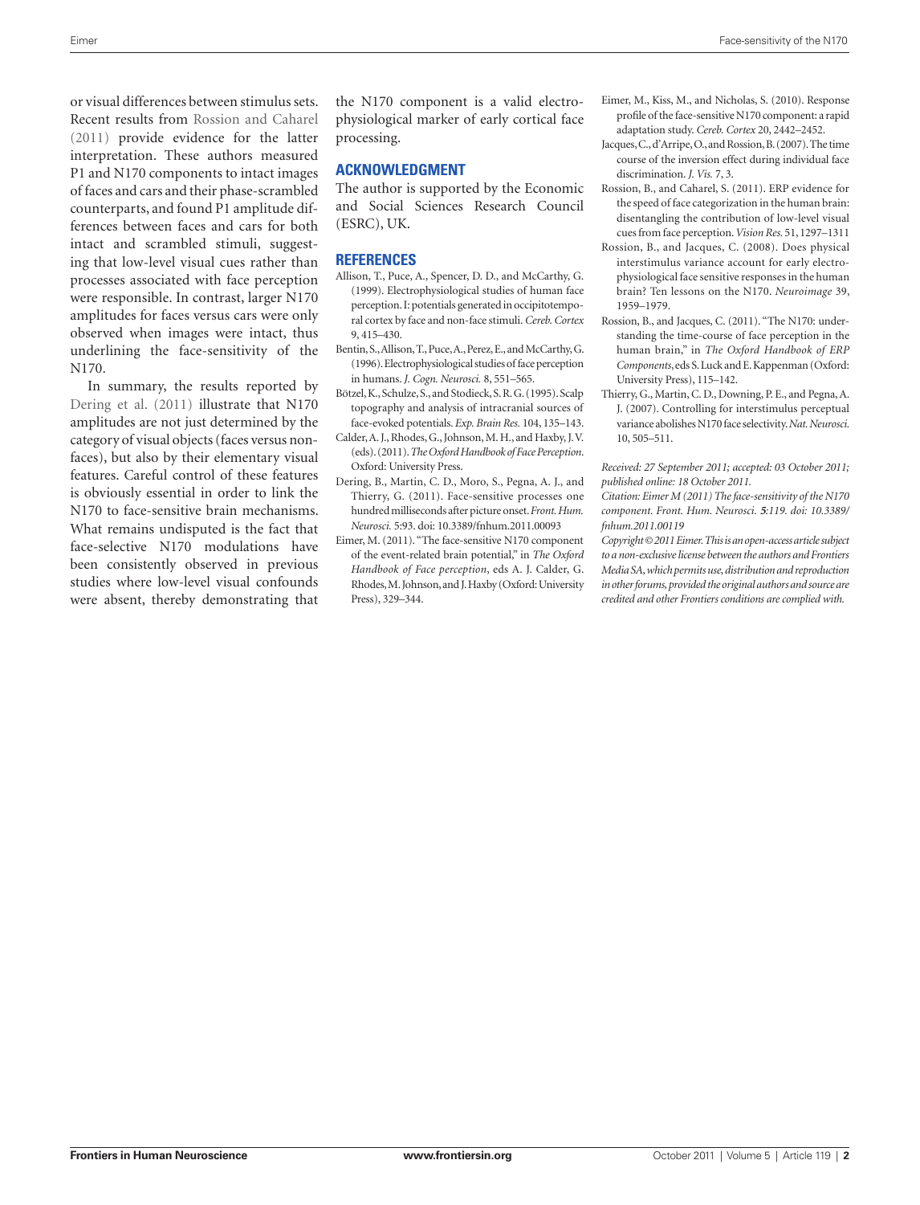or visual differences between stimulus sets. Recent results from Rossion and Caharel (2011) provide evidence for the latter interpretation. These authors measured P1 and N170 components to intact images of faces and cars and their phase-scrambled counterparts, and found P1 amplitude differences between faces and cars for both intact and scrambled stimuli, suggesting that low-level visual cues rather than processes associated with face perception were responsible. In contrast, larger N170 amplitudes for faces versus cars were only observed when images were intact, thus underlining the face-sensitivity of the N170.

In summary, the results reported by Dering et al. (2011) illustrate that N170 amplitudes are not just determined by the category of visual objects (faces versus non-faces), but also by their elementary visual features. Careful control of these features is obviously essential in order to link the N170 to face-sensitive brain mechanisms. What remains undisputed is the fact that face-selective N170 modulations have been consistently observed in previous studies where low-level visual confounds were absent, thereby demonstrating that the N170 component is a valid electrophysiological marker of early cortical face processing.

## ACKNOWLEDGMENT

The author is supported by the Economic and Social Sciences Research Council (ESRC), UK.

## REFERENCES

Allison, T., Puce, A., Spencer, D. D., and McCarthy, G. (1999). Electrophysiological studies of human face perception. I: potentials generated in occipitotemporal cortex by face and non-face stimuli. *Cereb. Cortex* 9, 415–430.

Bentin, S., Allison, T., Puce, A., Perez, E., and McCarthy, G. (1996). Electrophysiological studies of face perception in humans. *J. Cogn. Neurosci.* 8, 551–565.

Bötzel, K., Schulze, S., and Stodieck, S. R. G. (1995). Scalp topography and analysis of intracranial sources of face-evoked potentials. *Exp. Brain Res.* 104, 135–143.

Calder, A. J., Rhodes, G., Johnson, M. H., and Haxby, J. V. (eds). (2011). *The Oxford Handbook of Face Perception*. Oxford: University Press.

Dering, B., Martin, C. D., Moro, S., Pegna, A. J., and Thierry, G. (2011). Face-sensitive processes one hundred milliseconds after picture onset. *Front. Hum. Neurosci.* 5:93. doi: 10.3389/fnhum.2011.00093

Eimer, M. (2011). "The face-sensitive N170 component of the event-related brain potential," in *The Oxford Handbook of Face perception*, eds A. J. Calder, G. Rhodes, M. Johnson, and J. Haxby (Oxford: University Press), 329–344.

Eimer, M., Kiss, M., and Nicholas, S. (2010). Response profile of the face-sensitive N170 component: a rapid adaptation study. *Cereb. Cortex* 20, 2442–2452.

Jacques, C., d'Arripe, O., and Rossion, B. (2007). The time course of the inversion effect during individual face discrimination. *J. Vis.* 7, 3.

Rossion, B., and Caharel, S. (2011). ERP evidence for the speed of face categorization in the human brain: disentangling the contribution of low-level visual cues from face perception. *Vision Res.* 51, 1297–1311

Rossion, B., and Jacques, C. (2008). Does physical interstimulus variance account for early electrophysiological face sensitive responses in the human brain? Ten lessons on the N170. *Neuroimage* 39, 1959–1979.

Rossion, B., and Jacques, C. (2011). "The N170: understanding the time-course of face perception in the human brain," in *The Oxford Handbook of ERP Components*, eds S. Luck and E. Kappenman (Oxford: University Press), 115–142.

Thierry, G., Martin, C. D., Downing, P. E., and Pegna, A. J. (2007). Controlling for interstimulus perceptual variance abolishes N170 face selectivity. *Nat. Neurosci.* 10, 505–511.

*Received: 27 September 2011; accepted: 03 October 2011; published online: 18 October 2011.*

*Citation: Eimer M (2011) The face-sensitivity of the N170 component. Front. Hum. Neurosci. **5**:119. doi: 10.3389/fnhum.2011.00119*

*Copyright © 2011 Eimer. This is an open-access article subject to a non-exclusive license between the authors and Frontiers Media SA, which permits use, distribution and reproduction in other forums, provided the original authors and source are credited and other Frontiers conditions are complied with.*